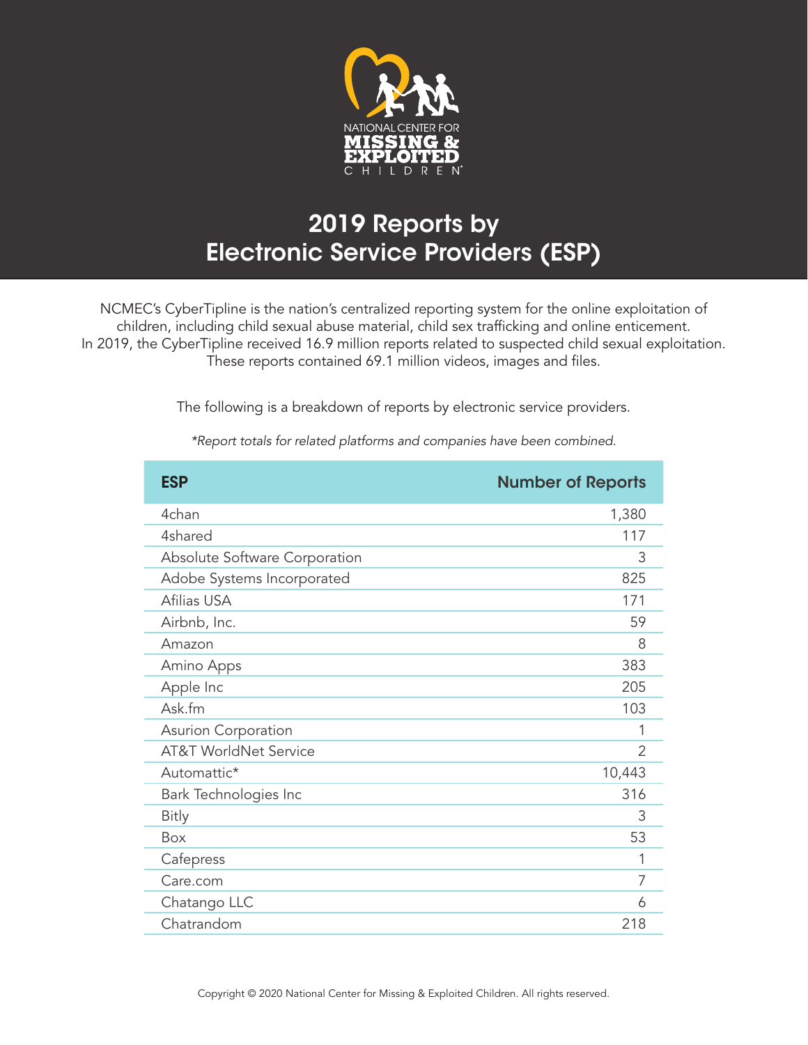NATIONAL CENTER FOR
MISSING & EXPLOITED
CHILDREN

# 2019 Reports by Electronic Service Providers (ESP)

NCMEC's CyberTipline is the nation's centralized reporting system for the online exploitation of children, including child sexual abuse material, child sex trafficking and online enticement. In 2019, the CyberTipline received 16.9 million reports related to suspected child sexual exploitation. These reports contained 69.1 million videos, images and files.

The following is a breakdown of reports by electronic service providers.

*\*Report totals for related platforms and companies have been combined.*

| ESP | Number of Reports |
|---|---|
| 4chan | 1,380 |
| 4shared | 117 |
| Absolute Software Corporation | 3 |
| Adobe Systems Incorporated | 825 |
| Afilias USA | 171 |
| Airbnb, Inc. | 59 |
| Amazon | 8 |
| Amino Apps | 383 |
| Apple Inc | 205 |
| Ask.fm | 103 |
| Asurion Corporation | 1 |
| AT&T WorldNet Service | 2 |
| Automattic* | 10,443 |
| Bark Technologies Inc | 316 |
| Bitly | 3 |
| Box | 53 |
| Cafepress | 1 |
| Care.com | 7 |
| Chatango LLC | 6 |
| Chatrandom | 218 |

Copyright © 2020 National Center for Missing & Exploited Children. All rights reserved.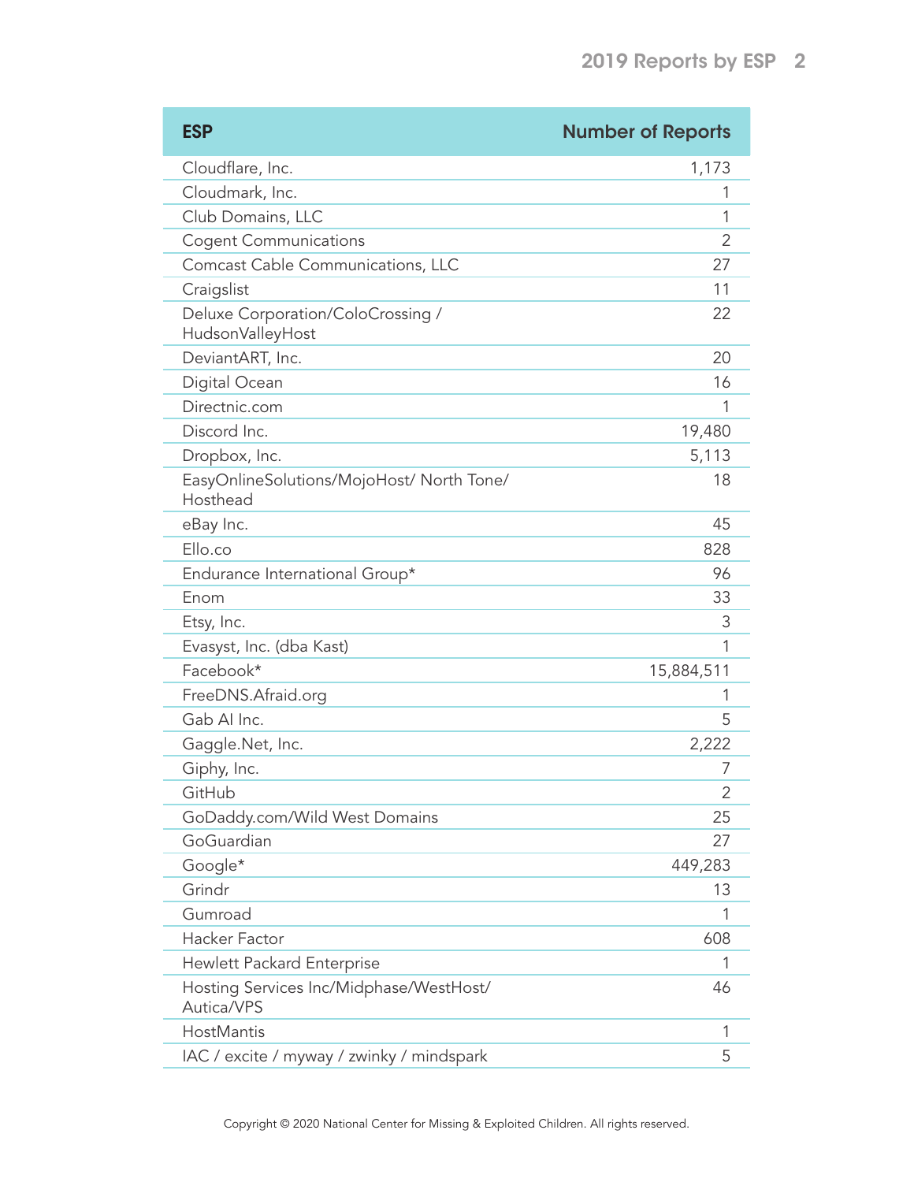| ESP | Number of Reports |
|---|---|
| Cloudflare, Inc. | 1,173 |
| Cloudmark, Inc. | 1 |
| Club Domains, LLC | 1 |
| Cogent Communications | 2 |
| Comcast Cable Communications, LLC | 27 |
| Craigslist | 11 |
| Deluxe Corporation/ColoCrossing / HudsonValleyHost | 22 |
| DeviantART, Inc. | 20 |
| Digital Ocean | 16 |
| Directnic.com | 1 |
| Discord Inc. | 19,480 |
| Dropbox, Inc. | 5,113 |
| EasyOnlineSolutions/MojoHost/ North Tone/ Hosthead | 18 |
| eBay Inc. | 45 |
| Ello.co | 828 |
| Endurance International Group* | 96 |
| Enom | 33 |
| Etsy, Inc. | 3 |
| Evasyst, Inc. (dba Kast) | 1 |
| Facebook* | 15,884,511 |
| FreeDNS.Afraid.org | 1 |
| Gab AI Inc. | 5 |
| Gaggle.Net, Inc. | 2,222 |
| Giphy, Inc. | 7 |
| GitHub | 2 |
| GoDaddy.com/Wild West Domains | 25 |
| GoGuardian | 27 |
| Google* | 449,283 |
| Grindr | 13 |
| Gumroad | 1 |
| Hacker Factor | 608 |
| Hewlett Packard Enterprise | 1 |
| Hosting Services Inc/Midphase/WestHost/ Autica/VPS | 46 |
| HostMantis | 1 |
| IAC / excite / myway / zwinky / mindspark | 5 |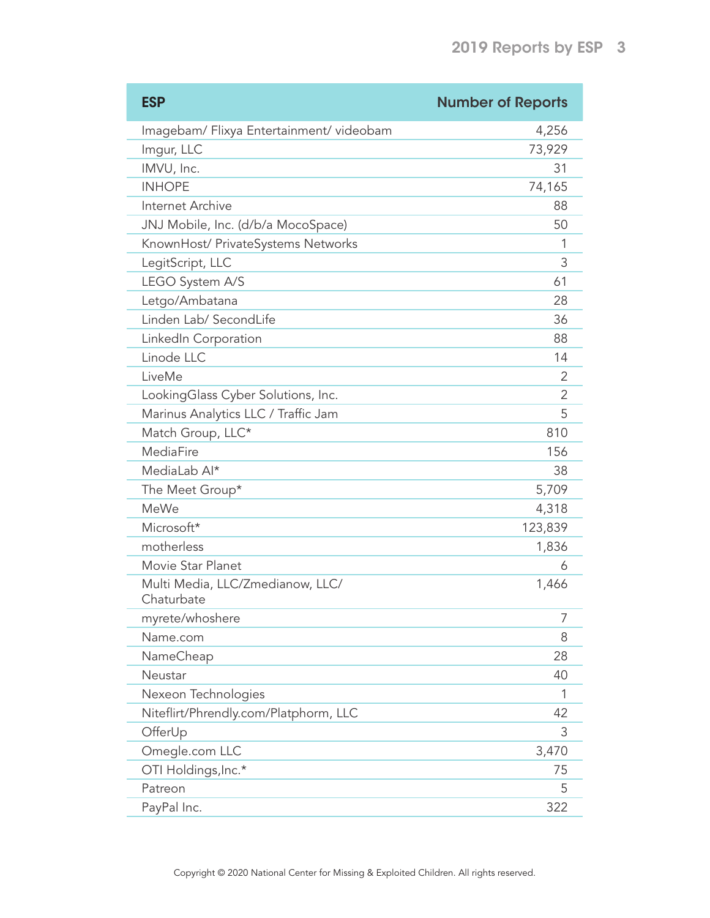| ESP | Number of Reports |
|---|---|
| Imagebam/ Flixya Entertainment/ videobam | 4,256 |
| Imgur, LLC | 73,929 |
| IMVU, Inc. | 31 |
| INHOPE | 74,165 |
| Internet Archive | 88 |
| JNJ Mobile, Inc. (d/b/a MocoSpace) | 50 |
| KnownHost/ PrivateSystems Networks | 1 |
| LegitScript, LLC | 3 |
| LEGO System A/S | 61 |
| Letgo/Ambatana | 28 |
| Linden Lab/ SecondLife | 36 |
| LinkedIn Corporation | 88 |
| Linode LLC | 14 |
| LiveMe | 2 |
| LookingGlass Cyber Solutions, Inc. | 2 |
| Marinus Analytics LLC / Traffic Jam | 5 |
| Match Group, LLC* | 810 |
| MediaFire | 156 |
| MediaLab AI* | 38 |
| The Meet Group* | 5,709 |
| MeWe | 4,318 |
| Microsoft* | 123,839 |
| motherless | 1,836 |
| Movie Star Planet | 6 |
| Multi Media, LLC/Zmedianow, LLC/ Chaturbate | 1,466 |
| myrete/whoshere | 7 |
| Name.com | 8 |
| NameCheap | 28 |
| Neustar | 40 |
| Nexeon Technologies | 1 |
| Niteflirt/Phrendly.com/Platphorm, LLC | 42 |
| OfferUp | 3 |
| Omegle.com LLC | 3,470 |
| OTI Holdings,Inc.* | 75 |
| Patreon | 5 |
| PayPal Inc. | 322 |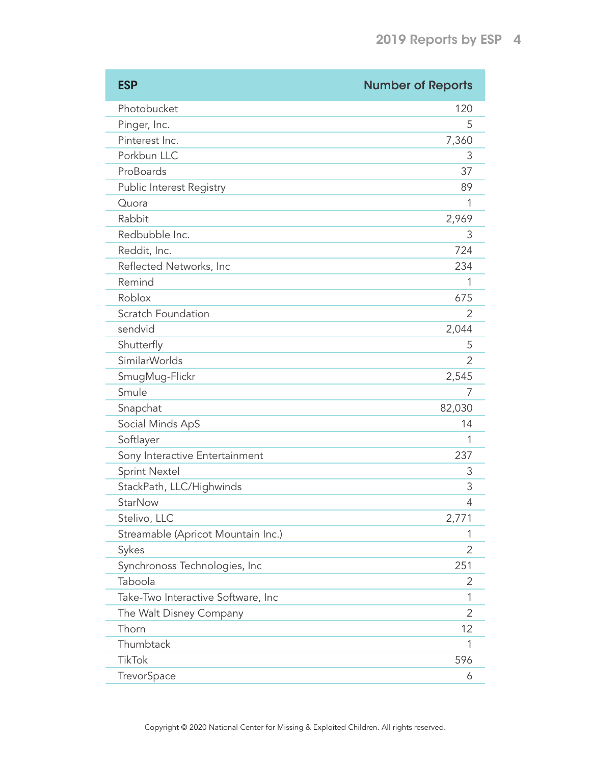| ESP | Number of Reports |
|---|---|
| Photobucket | 120 |
| Pinger, Inc. | 5 |
| Pinterest Inc. | 7,360 |
| Porkbun LLC | 3 |
| ProBoards | 37 |
| Public Interest Registry | 89 |
| Quora | 1 |
| Rabbit | 2,969 |
| Redbubble Inc. | 3 |
| Reddit, Inc. | 724 |
| Reflected Networks, Inc | 234 |
| Remind | 1 |
| Roblox | 675 |
| Scratch Foundation | 2 |
| sendvid | 2,044 |
| Shutterfly | 5 |
| SimilarWorlds | 2 |
| SmugMug-Flickr | 2,545 |
| Smule | 7 |
| Snapchat | 82,030 |
| Social Minds ApS | 14 |
| Softlayer | 1 |
| Sony Interactive Entertainment | 237 |
| Sprint Nextel | 3 |
| StackPath, LLC/Highwinds | 3 |
| StarNow | 4 |
| Stelivo, LLC | 2,771 |
| Streamable (Apricot Mountain Inc.) | 1 |
| Sykes | 2 |
| Synchronoss Technologies, Inc | 251 |
| Taboola | 2 |
| Take-Two Interactive Software, Inc | 1 |
| The Walt Disney Company | 2 |
| Thorn | 12 |
| Thumbtack | 1 |
| TikTok | 596 |
| TrevorSpace | 6 |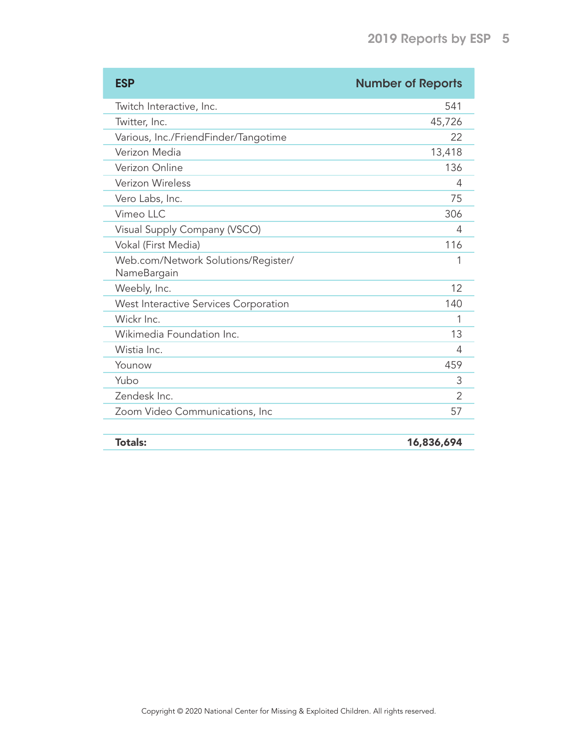| ESP | Number of Reports |
|---|---|
| Twitch Interactive, Inc. | 541 |
| Twitter, Inc. | 45,726 |
| Various, Inc./FriendFinder/Tangotime | 22 |
| Verizon Media | 13,418 |
| Verizon Online | 136 |
| Verizon Wireless | 4 |
| Vero Labs, Inc. | 75 |
| Vimeo LLC | 306 |
| Visual Supply Company (VSCO) | 4 |
| Vokal (First Media) | 116 |
| Web.com/Network Solutions/Register/ NameBargain | 1 |
| Weebly, Inc. | 12 |
| West Interactive Services Corporation | 140 |
| Wickr Inc. | 1 |
| Wikimedia Foundation Inc. | 13 |
| Wistia Inc. | 4 |
| Younow | 459 |
| Yubo | 3 |
| Zendesk Inc. | 2 |
| Zoom Video Communications, Inc | 57 |
| | |
| **Totals:** | **16,836,694** |

Copyright © 2020 National Center for Missing & Exploited Children. All rights reserved.